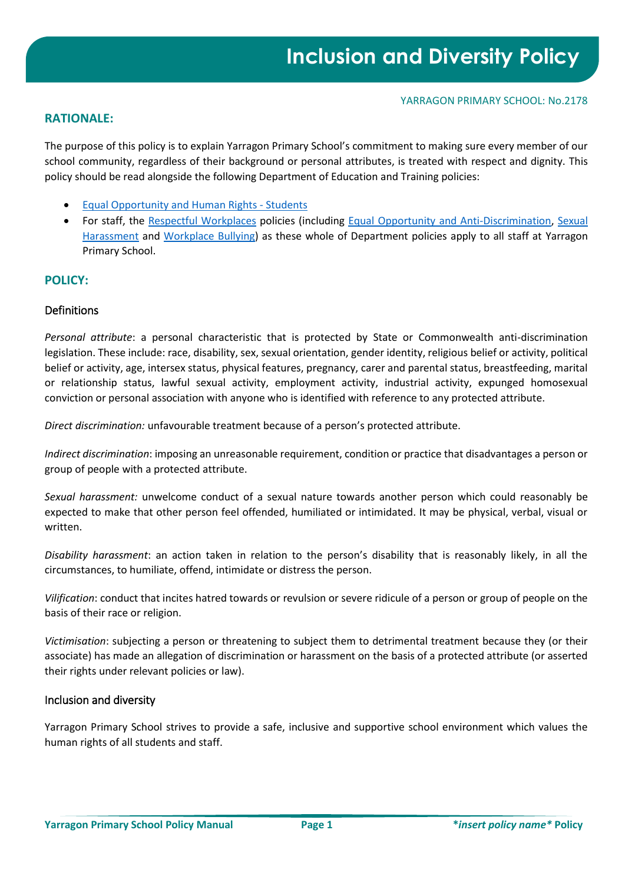# Inclusion and Diversity Policy

YARRAGON PRIMARY SCHOOL: No.2178

## RATIONALE:

The purpose of this policy is to explain Yarragon Primary School's commitment to making sure every member of our school community, regardless of their background or personal attributes, is treated with respect and dignity. This policy should be read alongside the following Department of Education and Training policies:

- Equal Opportunity and Human Rights - Students
- For staff, the Respectful Workplaces policies (including Equal Opportunity and Anti-Discrimination, Sexual Harassment and Workplace Bullying) as these whole of Department policies apply to all staff at Yarragon Primary School.

## POLICY:

### Definitions

*Personal attribute*: a personal characteristic that is protected by State or Commonwealth anti-discrimination legislation. These include: race, disability, sex, sexual orientation, gender identity, religious belief or activity, political belief or activity, age, intersex status, physical features, pregnancy, carer and parental status, breastfeeding, marital or relationship status, lawful sexual activity, employment activity, industrial activity, expunged homosexual conviction or personal association with anyone who is identified with reference to any protected attribute.

*Direct discrimination:* unfavourable treatment because of a person's protected attribute.

*Indirect discrimination*: imposing an unreasonable requirement, condition or practice that disadvantages a person or group of people with a protected attribute.

*Sexual harassment:* unwelcome conduct of a sexual nature towards another person which could reasonably be expected to make that other person feel offended, humiliated or intimidated. It may be physical, verbal, visual or written.

*Disability harassment*: an action taken in relation to the person's disability that is reasonably likely, in all the circumstances, to humiliate, offend, intimidate or distress the person.

*Vilification*: conduct that incites hatred towards or revulsion or severe ridicule of a person or group of people on the basis of their race or religion.

*Victimisation*: subjecting a person or threatening to subject them to detrimental treatment because they (or their associate) has made an allegation of discrimination or harassment on the basis of a protected attribute (or asserted their rights under relevant policies or law).

### Inclusion and diversity

Yarragon Primary School strives to provide a safe, inclusive and supportive school environment which values the human rights of all students and staff.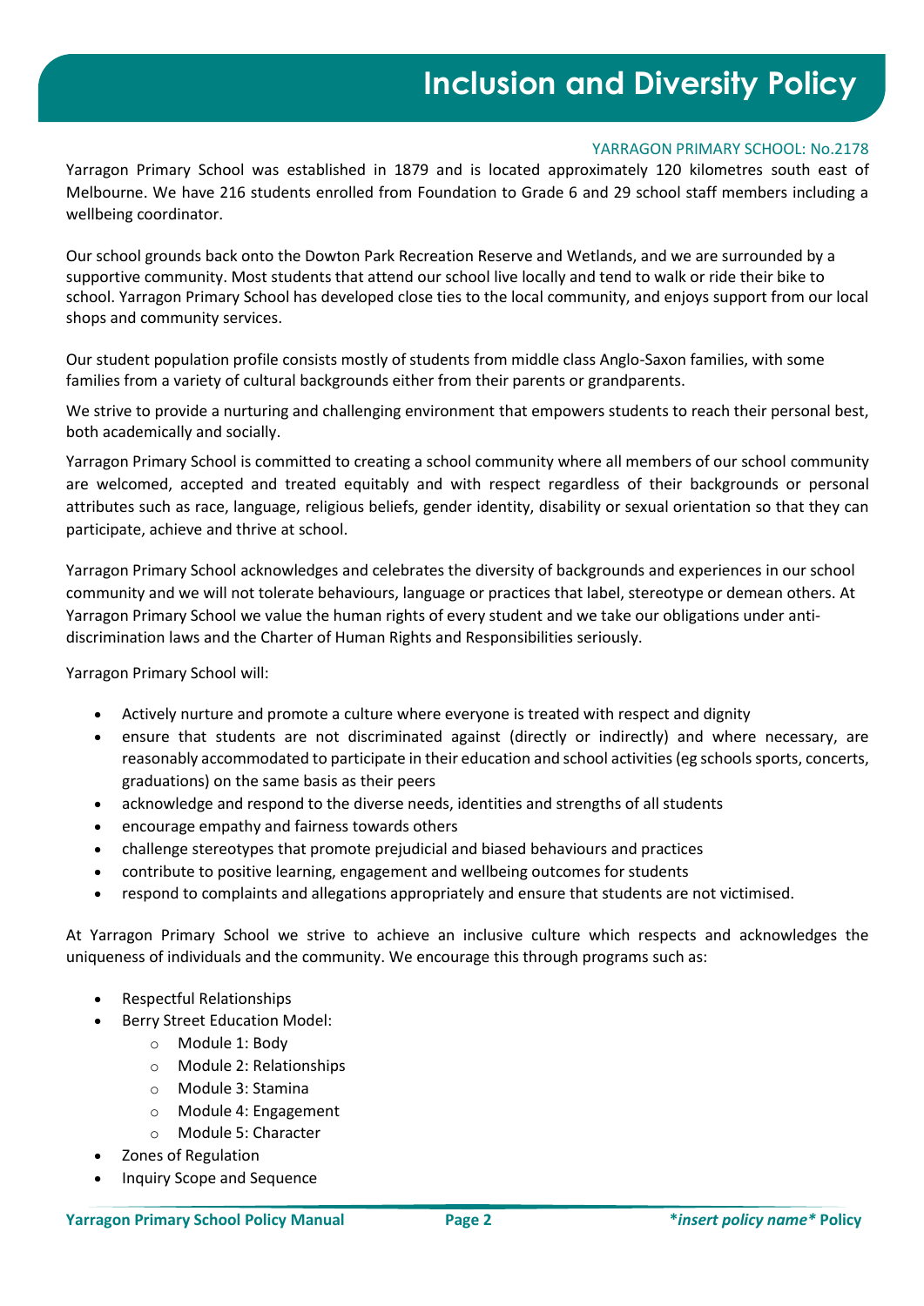# Inclusion and Diversity Policy

YARRAGON PRIMARY SCHOOL: No.2178

Yarragon Primary School was established in 1879 and is located approximately 120 kilometres south east of Melbourne. We have 216 students enrolled from Foundation to Grade 6 and 29 school staff members including a wellbeing coordinator.

Our school grounds back onto the Dowton Park Recreation Reserve and Wetlands, and we are surrounded by a supportive community. Most students that attend our school live locally and tend to walk or ride their bike to school. Yarragon Primary School has developed close ties to the local community, and enjoys support from our local shops and community services.

Our student population profile consists mostly of students from middle class Anglo-Saxon families, with some families from a variety of cultural backgrounds either from their parents or grandparents.

We strive to provide a nurturing and challenging environment that empowers students to reach their personal best, both academically and socially.

Yarragon Primary School is committed to creating a school community where all members of our school community are welcomed, accepted and treated equitably and with respect regardless of their backgrounds or personal attributes such as race, language, religious beliefs, gender identity, disability or sexual orientation so that they can participate, achieve and thrive at school.

Yarragon Primary School acknowledges and celebrates the diversity of backgrounds and experiences in our school community and we will not tolerate behaviours, language or practices that label, stereotype or demean others. At Yarragon Primary School we value the human rights of every student and we take our obligations under anti-discrimination laws and the Charter of Human Rights and Responsibilities seriously.

Yarragon Primary School will:

- Actively nurture and promote a culture where everyone is treated with respect and dignity
- ensure that students are not discriminated against (directly or indirectly) and where necessary, are reasonably accommodated to participate in their education and school activities (eg schools sports, concerts, graduations) on the same basis as their peers
- acknowledge and respond to the diverse needs, identities and strengths of all students
- encourage empathy and fairness towards others
- challenge stereotypes that promote prejudicial and biased behaviours and practices
- contribute to positive learning, engagement and wellbeing outcomes for students
- respond to complaints and allegations appropriately and ensure that students are not victimised.

At Yarragon Primary School we strive to achieve an inclusive culture which respects and acknowledges the uniqueness of individuals and the community. We encourage this through programs such as:

- Respectful Relationships
- Berry Street Education Model:
  - Module 1: Body
  - Module 2: Relationships
  - Module 3: Stamina
  - Module 4: Engagement
  - Module 5: Character
- Zones of Regulation
- Inquiry Scope and Sequence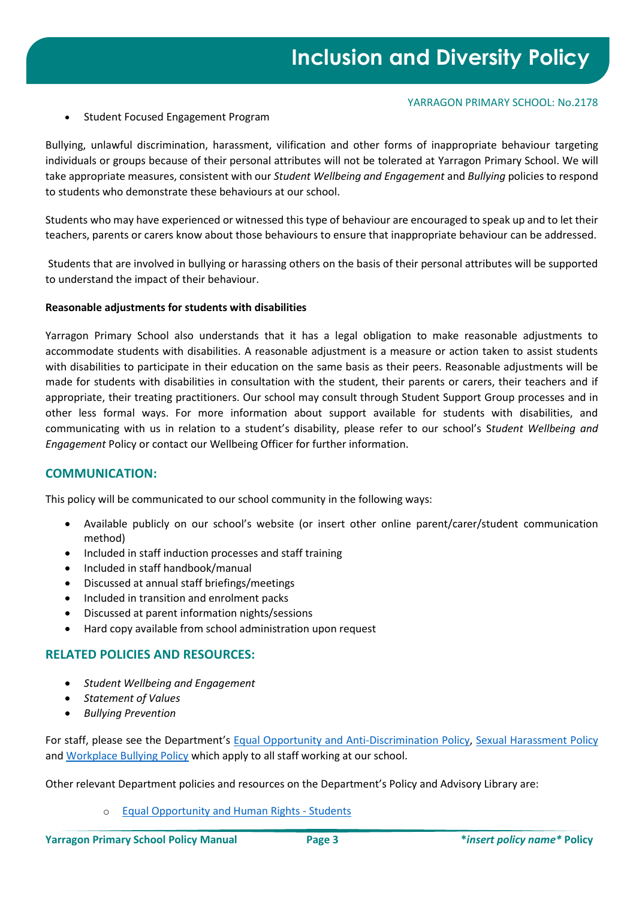- Student Focused Engagement Program

Bullying, unlawful discrimination, harassment, vilification and other forms of inappropriate behaviour targeting individuals or groups because of their personal attributes will not be tolerated at Yarragon Primary School. We will take appropriate measures, consistent with our *Student Wellbeing and Engagement* and *Bullying* policies to respond to students who demonstrate these behaviours at our school.

Students who may have experienced or witnessed this type of behaviour are encouraged to speak up and to let their teachers, parents or carers know about those behaviours to ensure that inappropriate behaviour can be addressed.

Students that are involved in bullying or harassing others on the basis of their personal attributes will be supported to understand the impact of their behaviour.

**Reasonable adjustments for students with disabilities**

Yarragon Primary School also understands that it has a legal obligation to make reasonable adjustments to accommodate students with disabilities. A reasonable adjustment is a measure or action taken to assist students with disabilities to participate in their education on the same basis as their peers. Reasonable adjustments will be made for students with disabilities in consultation with the student, their parents or carers, their teachers and if appropriate, their treating practitioners. Our school may consult through Student Support Group processes and in other less formal ways. For more information about support available for students with disabilities, and communicating with us in relation to a student's disability, please refer to our school's S*tudent Wellbeing and Engagement* Policy or contact our Wellbeing Officer for further information.

## COMMUNICATION:

This policy will be communicated to our school community in the following ways:

- Available publicly on our school's website (or insert other online parent/carer/student communication method)
- Included in staff induction processes and staff training
- Included in staff handbook/manual
- Discussed at annual staff briefings/meetings
- Included in transition and enrolment packs
- Discussed at parent information nights/sessions
- Hard copy available from school administration upon request

## RELATED POLICIES AND RESOURCES:

- *Student Wellbeing and Engagement*
- *Statement of Values*
- *Bullying Prevention*

For staff, please see the Department's Equal Opportunity and Anti-Discrimination Policy, Sexual Harassment Policy and Workplace Bullying Policy which apply to all staff working at our school.

Other relevant Department policies and resources on the Department's Policy and Advisory Library are:

- Equal Opportunity and Human Rights - Students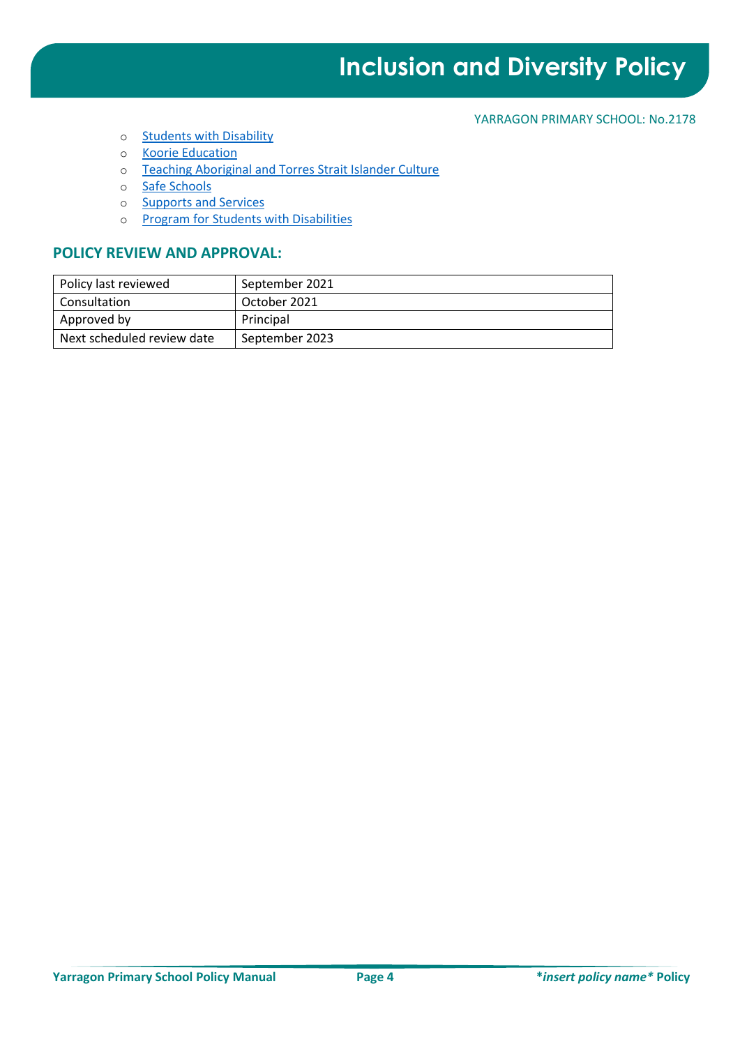- Students with Disability
- Koorie Education
- Teaching Aboriginal and Torres Strait Islander Culture
- Safe Schools
- Supports and Services
- Program for Students with Disabilities

## POLICY REVIEW AND APPROVAL:

| | |
|---|---|
| Policy last reviewed | September 2021 |
| Consultation | October 2021 |
| Approved by | Principal |
| Next scheduled review date | September 2023 |